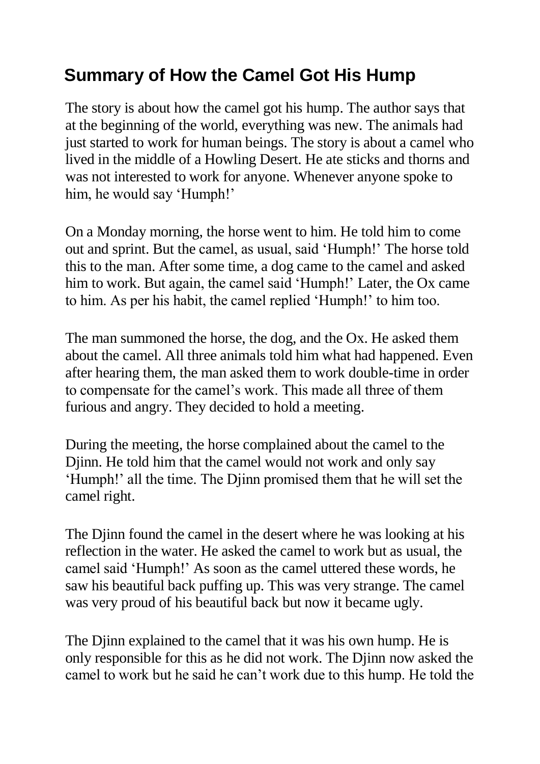# Summary of How the Camel Got His Hump

The story is about how the camel got his hump. The author says that at the beginning of the world, everything was new. The animals had just started to work for human beings. The story is about a camel who lived in the middle of a Howling Desert. He ate sticks and thorns and was not interested to work for anyone. Whenever anyone spoke to him, he would say 'Humph!'

On a Monday morning, the horse went to him. He told him to come out and sprint. But the camel, as usual, said 'Humph!' The horse told this to the man. After some time, a dog came to the camel and asked him to work. But again, the camel said 'Humph!' Later, the Ox came to him. As per his habit, the camel replied 'Humph!' to him too.

The man summoned the horse, the dog, and the Ox. He asked them about the camel. All three animals told him what had happened. Even after hearing them, the man asked them to work double-time in order to compensate for the camel's work. This made all three of them furious and angry. They decided to hold a meeting.

During the meeting, the horse complained about the camel to the Djinn. He told him that the camel would not work and only say 'Humph!' all the time. The Djinn promised them that he will set the camel right.

The Djinn found the camel in the desert where he was looking at his reflection in the water. He asked the camel to work but as usual, the camel said 'Humph!' As soon as the camel uttered these words, he saw his beautiful back puffing up. This was very strange. The camel was very proud of his beautiful back but now it became ugly.

The Djinn explained to the camel that it was his own hump. He is only responsible for this as he did not work. The Djinn now asked the camel to work but he said he can't work due to this hump. He told the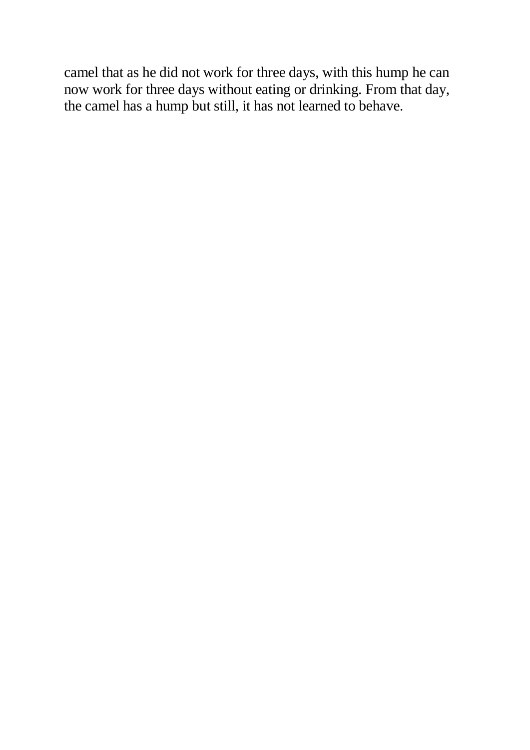camel that as he did not work for three days, with this hump he can now work for three days without eating or drinking. From that day, the camel has a hump but still, it has not learned to behave.